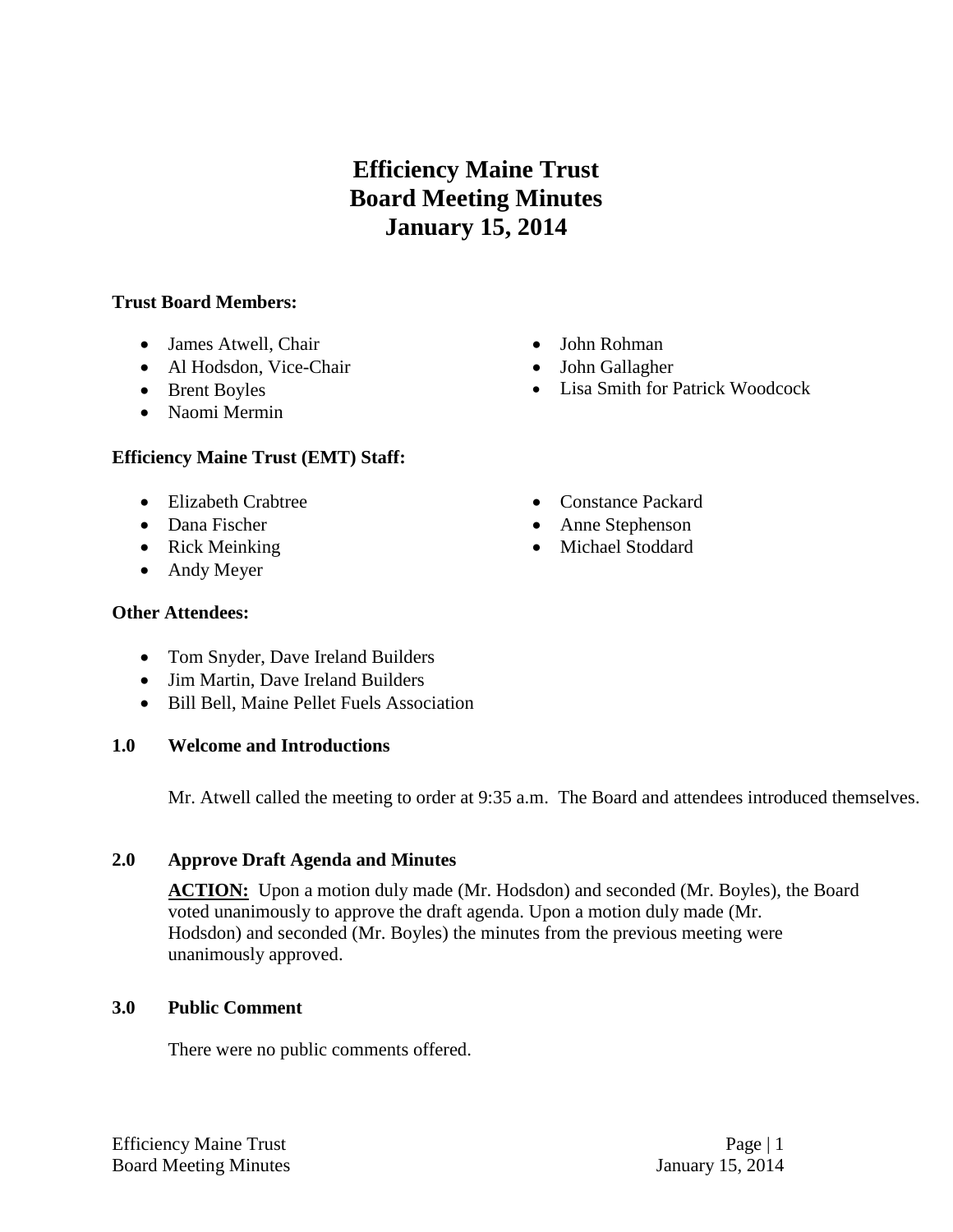# Efficiency Maine Trust
# Board Meeting Minutes
# January 15, 2014

**Trust Board Members:**

- James Atwell, Chair
- Al Hodsdon, Vice-Chair
- Brent Boyles
- Naomi Mermin
- John Rohman
- John Gallagher
- Lisa Smith for Patrick Woodcock

**Efficiency Maine Trust (EMT) Staff:**

- Elizabeth Crabtree
- Dana Fischer
- Rick Meinking
- Andy Meyer
- Constance Packard
- Anne Stephenson
- Michael Stoddard

**Other Attendees:**

- Tom Snyder, Dave Ireland Builders
- Jim Martin, Dave Ireland Builders
- Bill Bell, Maine Pellet Fuels Association

## 1.0 Welcome and Introductions

Mr. Atwell called the meeting to order at 9:35 a.m. The Board and attendees introduced themselves.

## 2.0 Approve Draft Agenda and Minutes

**ACTION:** Upon a motion duly made (Mr. Hodsdon) and seconded (Mr. Boyles), the Board voted unanimously to approve the draft agenda. Upon a motion duly made (Mr. Hodsdon) and seconded (Mr. Boyles) the minutes from the previous meeting were unanimously approved.

## 3.0 Public Comment

There were no public comments offered.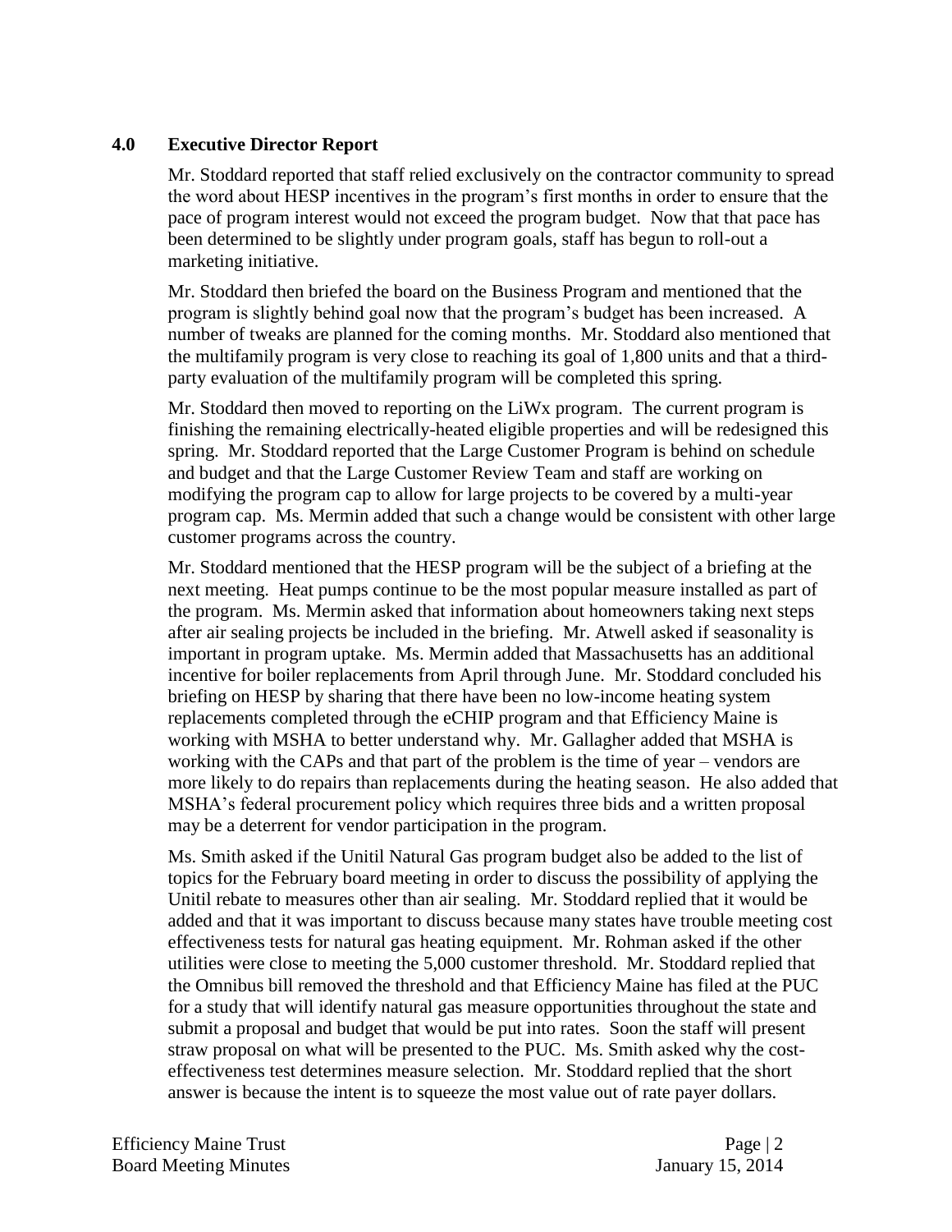## 4.0 Executive Director Report

Mr. Stoddard reported that staff relied exclusively on the contractor community to spread the word about HESP incentives in the program's first months in order to ensure that the pace of program interest would not exceed the program budget. Now that that pace has been determined to be slightly under program goals, staff has begun to roll-out a marketing initiative.

Mr. Stoddard then briefed the board on the Business Program and mentioned that the program is slightly behind goal now that the program's budget has been increased. A number of tweaks are planned for the coming months. Mr. Stoddard also mentioned that the multifamily program is very close to reaching its goal of 1,800 units and that a third-party evaluation of the multifamily program will be completed this spring.

Mr. Stoddard then moved to reporting on the LiWx program. The current program is finishing the remaining electrically-heated eligible properties and will be redesigned this spring. Mr. Stoddard reported that the Large Customer Program is behind on schedule and budget and that the Large Customer Review Team and staff are working on modifying the program cap to allow for large projects to be covered by a multi-year program cap. Ms. Mermin added that such a change would be consistent with other large customer programs across the country.

Mr. Stoddard mentioned that the HESP program will be the subject of a briefing at the next meeting. Heat pumps continue to be the most popular measure installed as part of the program. Ms. Mermin asked that information about homeowners taking next steps after air sealing projects be included in the briefing. Mr. Atwell asked if seasonality is important in program uptake. Ms. Mermin added that Massachusetts has an additional incentive for boiler replacements from April through June. Mr. Stoddard concluded his briefing on HESP by sharing that there have been no low-income heating system replacements completed through the eCHIP program and that Efficiency Maine is working with MSHA to better understand why. Mr. Gallagher added that MSHA is working with the CAPs and that part of the problem is the time of year – vendors are more likely to do repairs than replacements during the heating season. He also added that MSHA's federal procurement policy which requires three bids and a written proposal may be a deterrent for vendor participation in the program.

Ms. Smith asked if the Unitil Natural Gas program budget also be added to the list of topics for the February board meeting in order to discuss the possibility of applying the Unitil rebate to measures other than air sealing. Mr. Stoddard replied that it would be added and that it was important to discuss because many states have trouble meeting cost effectiveness tests for natural gas heating equipment. Mr. Rohman asked if the other utilities were close to meeting the 5,000 customer threshold. Mr. Stoddard replied that the Omnibus bill removed the threshold and that Efficiency Maine has filed at the PUC for a study that will identify natural gas measure opportunities throughout the state and submit a proposal and budget that would be put into rates. Soon the staff will present straw proposal on what will be presented to the PUC. Ms. Smith asked why the cost-effectiveness test determines measure selection. Mr. Stoddard replied that the short answer is because the intent is to squeeze the most value out of rate payer dollars.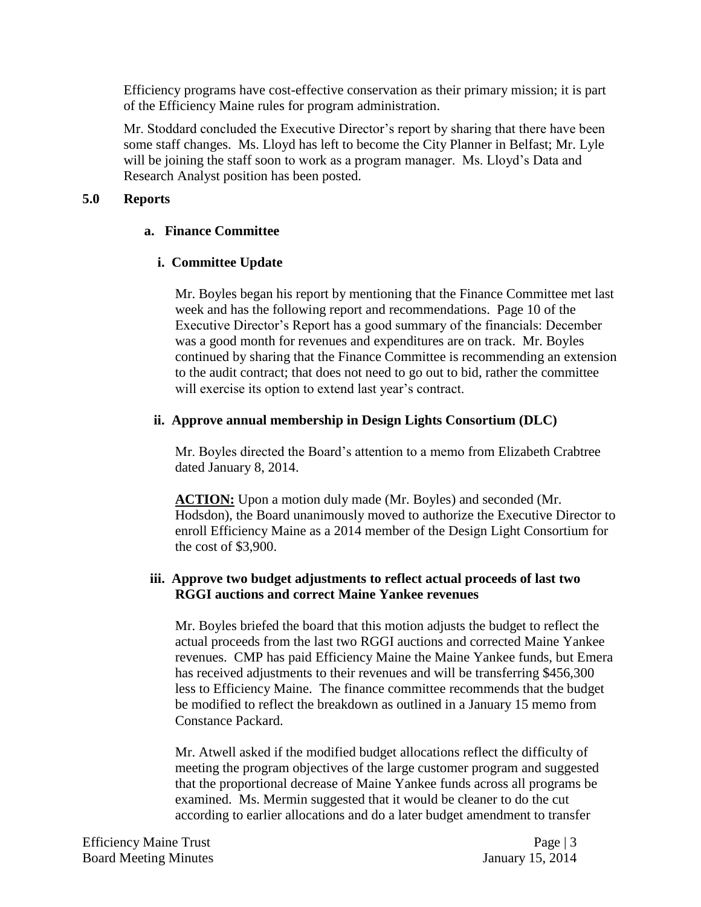Efficiency programs have cost-effective conservation as their primary mission; it is part of the Efficiency Maine rules for program administration.

Mr. Stoddard concluded the Executive Director's report by sharing that there have been some staff changes. Ms. Lloyd has left to become the City Planner in Belfast; Mr. Lyle will be joining the staff soon to work as a program manager. Ms. Lloyd's Data and Research Analyst position has been posted.

## 5.0 Reports

### a. Finance Committee

#### i. Committee Update

Mr. Boyles began his report by mentioning that the Finance Committee met last week and has the following report and recommendations. Page 10 of the Executive Director's Report has a good summary of the financials: December was a good month for revenues and expenditures are on track. Mr. Boyles continued by sharing that the Finance Committee is recommending an extension to the audit contract; that does not need to go out to bid, rather the committee will exercise its option to extend last year's contract.

#### ii. Approve annual membership in Design Lights Consortium (DLC)

Mr. Boyles directed the Board's attention to a memo from Elizabeth Crabtree dated January 8, 2014.

**ACTION:** Upon a motion duly made (Mr. Boyles) and seconded (Mr. Hodsdon), the Board unanimously moved to authorize the Executive Director to enroll Efficiency Maine as a 2014 member of the Design Light Consortium for the cost of $3,900.

#### iii. Approve two budget adjustments to reflect actual proceeds of last two RGGI auctions and correct Maine Yankee revenues

Mr. Boyles briefed the board that this motion adjusts the budget to reflect the actual proceeds from the last two RGGI auctions and corrected Maine Yankee revenues. CMP has paid Efficiency Maine the Maine Yankee funds, but Emera has received adjustments to their revenues and will be transferring $456,300 less to Efficiency Maine. The finance committee recommends that the budget be modified to reflect the breakdown as outlined in a January 15 memo from Constance Packard.

Mr. Atwell asked if the modified budget allocations reflect the difficulty of meeting the program objectives of the large customer program and suggested that the proportional decrease of Maine Yankee funds across all programs be examined. Ms. Mermin suggested that it would be cleaner to do the cut according to earlier allocations and do a later budget amendment to transfer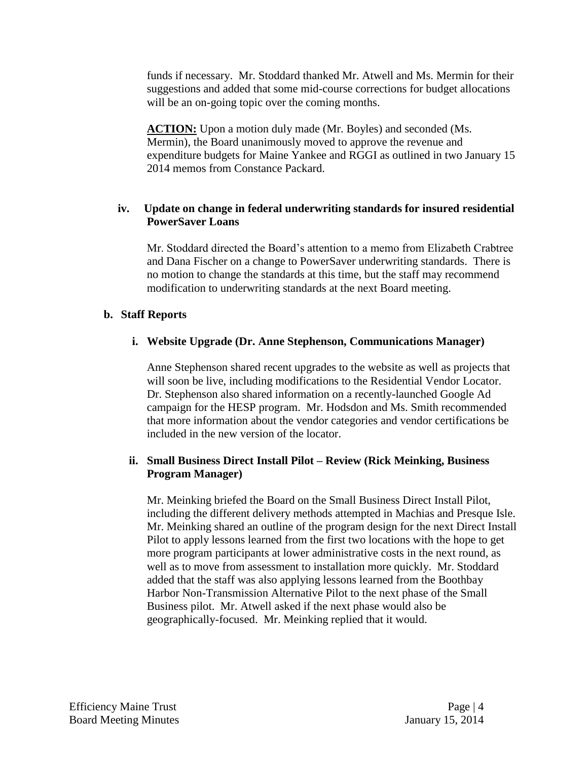funds if necessary. Mr. Stoddard thanked Mr. Atwell and Ms. Mermin for their suggestions and added that some mid-course corrections for budget allocations will be an on-going topic over the coming months.

**ACTION:** Upon a motion duly made (Mr. Boyles) and seconded (Ms. Mermin), the Board unanimously moved to approve the revenue and expenditure budgets for Maine Yankee and RGGI as outlined in two January 15 2014 memos from Constance Packard.

**iv. Update on change in federal underwriting standards for insured residential PowerSaver Loans**

Mr. Stoddard directed the Board's attention to a memo from Elizabeth Crabtree and Dana Fischer on a change to PowerSaver underwriting standards. There is no motion to change the standards at this time, but the staff may recommend modification to underwriting standards at the next Board meeting.

**b. Staff Reports**

**i. Website Upgrade (Dr. Anne Stephenson, Communications Manager)**

Anne Stephenson shared recent upgrades to the website as well as projects that will soon be live, including modifications to the Residential Vendor Locator. Dr. Stephenson also shared information on a recently-launched Google Ad campaign for the HESP program. Mr. Hodsdon and Ms. Smith recommended that more information about the vendor categories and vendor certifications be included in the new version of the locator.

**ii. Small Business Direct Install Pilot – Review (Rick Meinking, Business Program Manager)**

Mr. Meinking briefed the Board on the Small Business Direct Install Pilot, including the different delivery methods attempted in Machias and Presque Isle. Mr. Meinking shared an outline of the program design for the next Direct Install Pilot to apply lessons learned from the first two locations with the hope to get more program participants at lower administrative costs in the next round, as well as to move from assessment to installation more quickly. Mr. Stoddard added that the staff was also applying lessons learned from the Boothbay Harbor Non-Transmission Alternative Pilot to the next phase of the Small Business pilot. Mr. Atwell asked if the next phase would also be geographically-focused. Mr. Meinking replied that it would.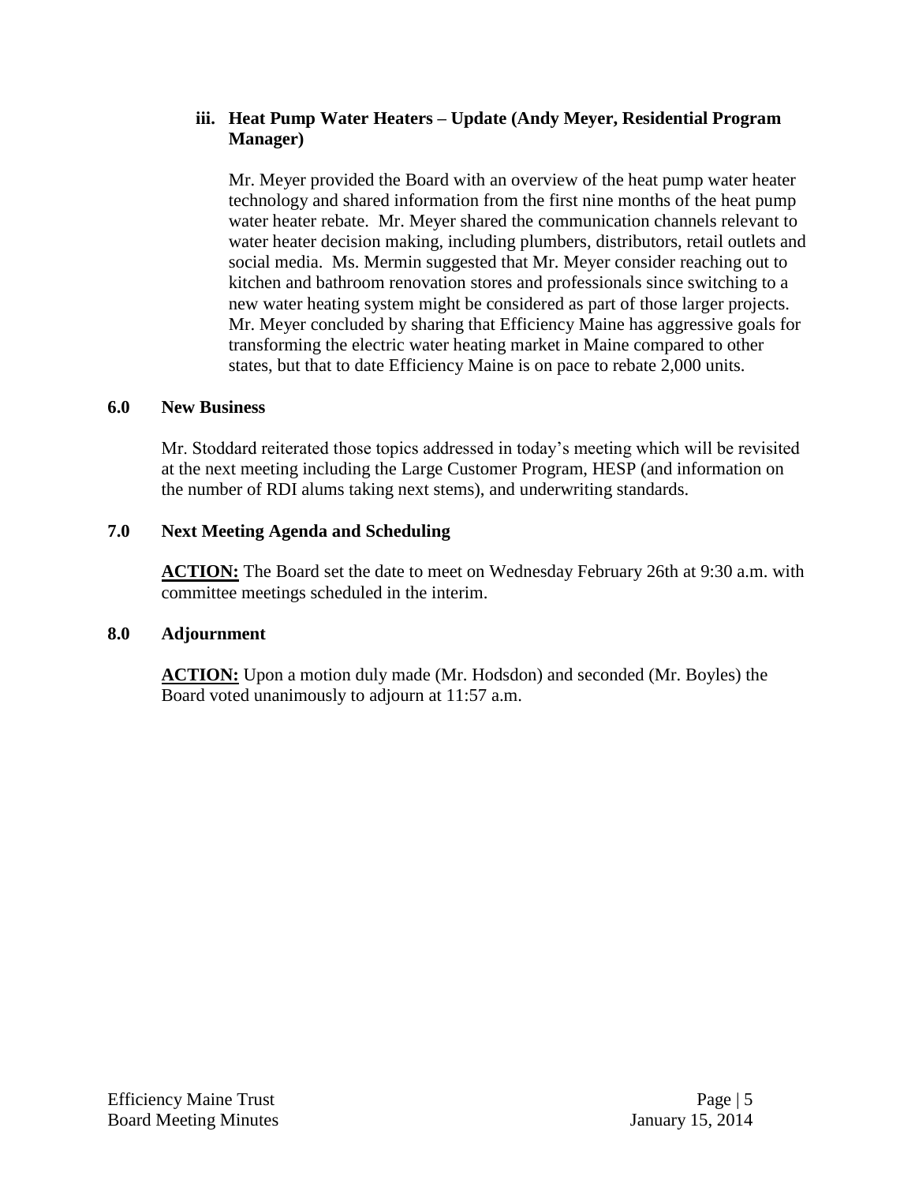### iii. Heat Pump Water Heaters – Update (Andy Meyer, Residential Program Manager)

Mr. Meyer provided the Board with an overview of the heat pump water heater technology and shared information from the first nine months of the heat pump water heater rebate. Mr. Meyer shared the communication channels relevant to water heater decision making, including plumbers, distributors, retail outlets and social media. Ms. Mermin suggested that Mr. Meyer consider reaching out to kitchen and bathroom renovation stores and professionals since switching to a new water heating system might be considered as part of those larger projects. Mr. Meyer concluded by sharing that Efficiency Maine has aggressive goals for transforming the electric water heating market in Maine compared to other states, but that to date Efficiency Maine is on pace to rebate 2,000 units.

## 6.0 New Business

Mr. Stoddard reiterated those topics addressed in today's meeting which will be revisited at the next meeting including the Large Customer Program, HESP (and information on the number of RDI alums taking next stems), and underwriting standards.

## 7.0 Next Meeting Agenda and Scheduling

**ACTION:** The Board set the date to meet on Wednesday February 26th at 9:30 a.m. with committee meetings scheduled in the interim.

## 8.0 Adjournment

**ACTION:** Upon a motion duly made (Mr. Hodsdon) and seconded (Mr. Boyles) the Board voted unanimously to adjourn at 11:57 a.m.